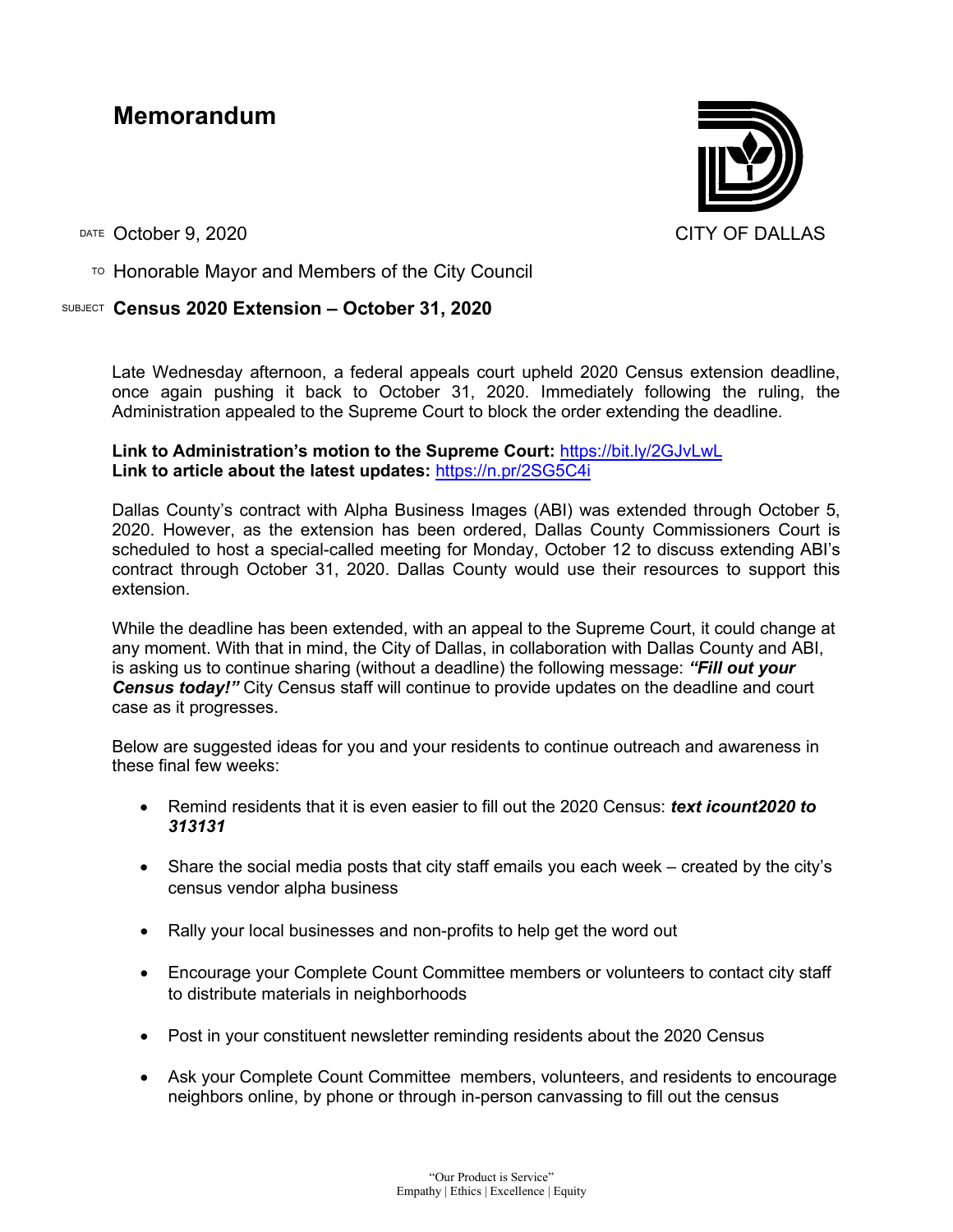# Memorandum

CITY OF DALLAS

DATE October 9, 2020

TO Honorable Mayor and Members of the City Council

SUBJECT **Census 2020 Extension – October 31, 2020**

Late Wednesday afternoon, a federal appeals court upheld 2020 Census extension deadline, once again pushing it back to October 31, 2020. Immediately following the ruling, the Administration appealed to the Supreme Court to block the order extending the deadline.

**Link to Administration's motion to the Supreme Court:** https://bit.ly/2GJvLwL
**Link to article about the latest updates:** https://n.pr/2SG5C4i

Dallas County's contract with Alpha Business Images (ABI) was extended through October 5, 2020. However, as the extension has been ordered, Dallas County Commissioners Court is scheduled to host a special-called meeting for Monday, October 12 to discuss extending ABI's contract through October 31, 2020. Dallas County would use their resources to support this extension.

While the deadline has been extended, with an appeal to the Supreme Court, it could change at any moment. With that in mind, the City of Dallas, in collaboration with Dallas County and ABI, is asking us to continue sharing (without a deadline) the following message: ***"Fill out your Census today!"*** City Census staff will continue to provide updates on the deadline and court case as it progresses.

Below are suggested ideas for you and your residents to continue outreach and awareness in these final few weeks:

- Remind residents that it is even easier to fill out the 2020 Census: ***text icount2020 to 313131***
- Share the social media posts that city staff emails you each week – created by the city's census vendor alpha business
- Rally your local businesses and non-profits to help get the word out
- Encourage your Complete Count Committee members or volunteers to contact city staff to distribute materials in neighborhoods
- Post in your constituent newsletter reminding residents about the 2020 Census
- Ask your Complete Count Committee members, volunteers, and residents to encourage neighbors online, by phone or through in-person canvassing to fill out the census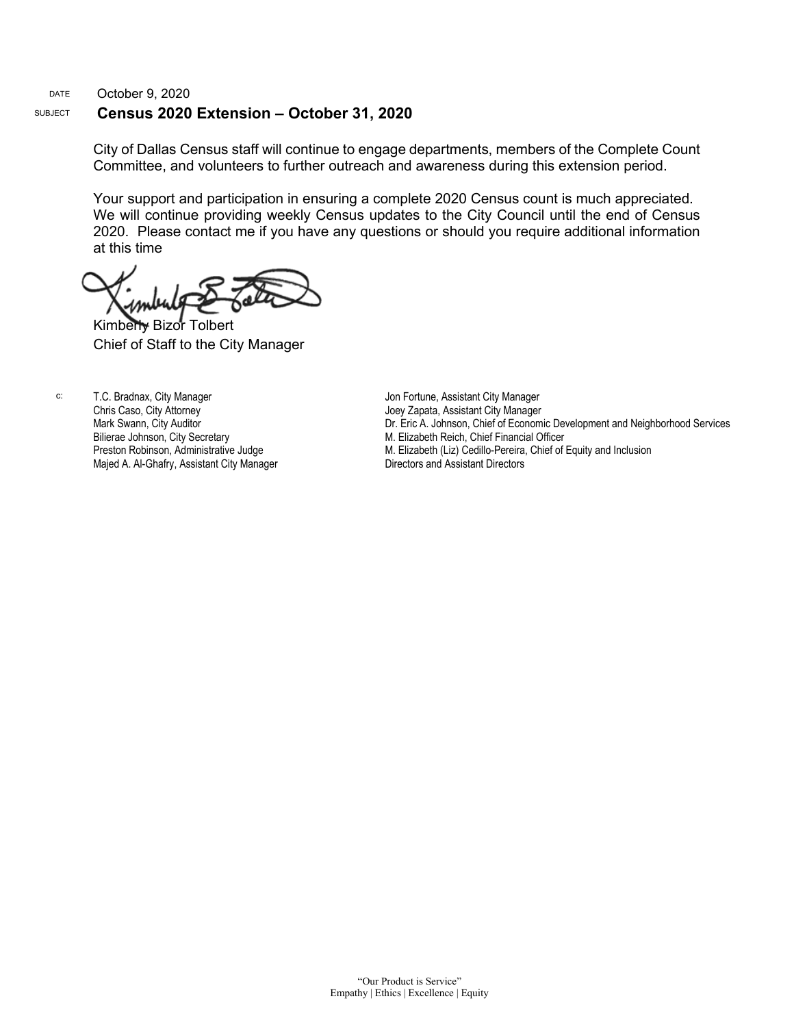DATE October 9, 2020

SUBJECT **Census 2020 Extension – October 31, 2020**

City of Dallas Census staff will continue to engage departments, members of the Complete Count Committee, and volunteers to further outreach and awareness during this extension period.

Your support and participation in ensuring a complete 2020 Census count is much appreciated. We will continue providing weekly Census updates to the City Council until the end of Census 2020. Please contact me if you have any questions or should you require additional information at this time

Kimberly Bizor Tolbert
Chief of Staff to the City Manager

c:
T.C. Bradnax, City Manager
Chris Caso, City Attorney
Mark Swann, City Auditor
Bilierae Johnson, City Secretary
Preston Robinson, Administrative Judge
Majed A. Al-Ghafry, Assistant City Manager
Jon Fortune, Assistant City Manager
Joey Zapata, Assistant City Manager
Dr. Eric A. Johnson, Chief of Economic Development and Neighborhood Services
M. Elizabeth Reich, Chief Financial Officer
M. Elizabeth (Liz) Cedillo-Pereira, Chief of Equity and Inclusion
Directors and Assistant Directors

"Our Product is Service"
Empathy | Ethics | Excellence | Equity